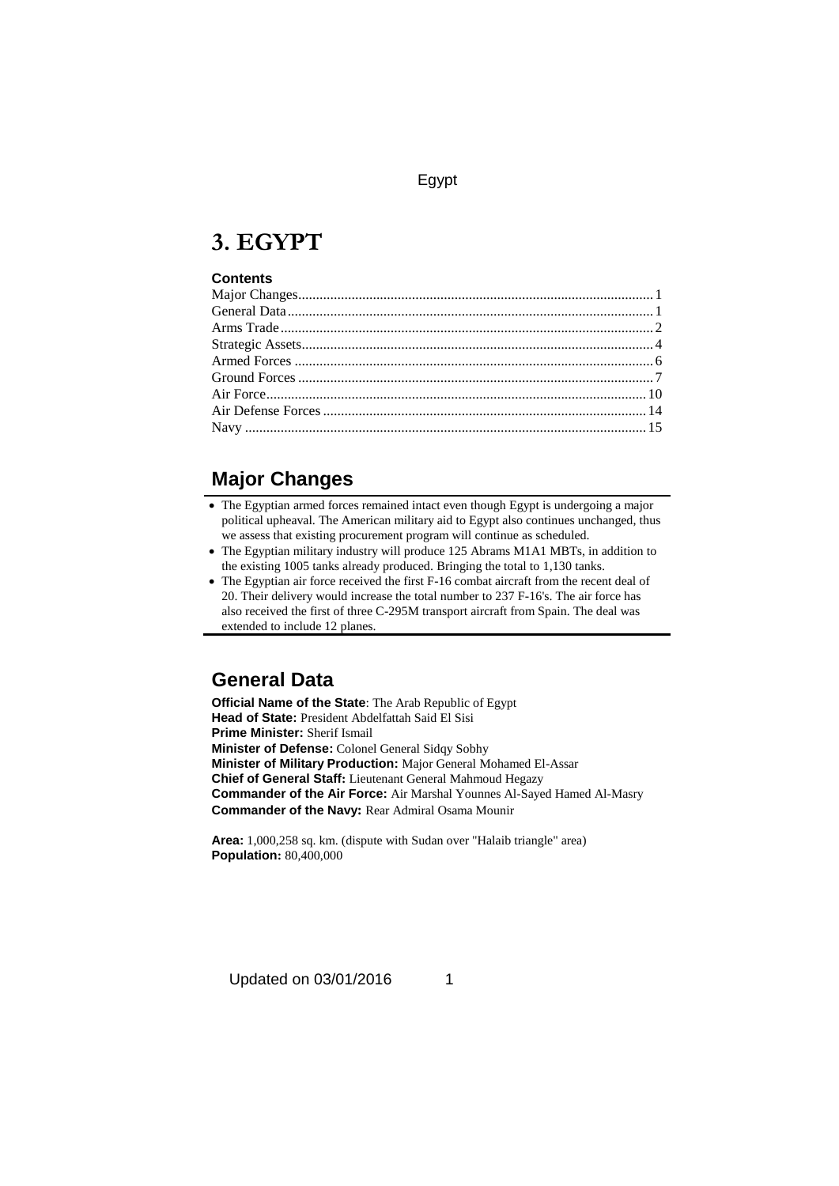# 3. EGYPT

**Contents**

Major Changes....1
General Data....1
Arms Trade....2
Strategic Assets....4
Armed Forces....6
Ground Forces....7
Air Force....10
Air Defense Forces....14
Navy....15

## Major Changes

- The Egyptian armed forces remained intact even though Egypt is undergoing a major political upheaval. The American military aid to Egypt also continues unchanged, thus we assess that existing procurement program will continue as scheduled.
- The Egyptian military industry will produce 125 Abrams M1A1 MBTs, in addition to the existing 1005 tanks already produced. Bringing the total to 1,130 tanks.
- The Egyptian air force received the first F-16 combat aircraft from the recent deal of 20. Their delivery would increase the total number to 237 F-16's. The air force has also received the first of three C-295M transport aircraft from Spain. The deal was extended to include 12 planes.

## General Data

**Official Name of the State**: The Arab Republic of Egypt
**Head of State:** President Abdelfattah Said El Sisi
**Prime Minister:** Sherif Ismail
**Minister of Defense:** Colonel General Sidqy Sobhy
**Minister of Military Production:** Major General Mohamed El-Assar
**Chief of General Staff:** Lieutenant General Mahmoud Hegazy
**Commander of the Air Force:** Air Marshal Younnes Al-Sayed Hamed Al-Masry
**Commander of the Navy:** Rear Admiral Osama Mounir

**Area:** 1,000,258 sq. km. (dispute with Sudan over "Halaib triangle" area)
**Population:** 80,400,000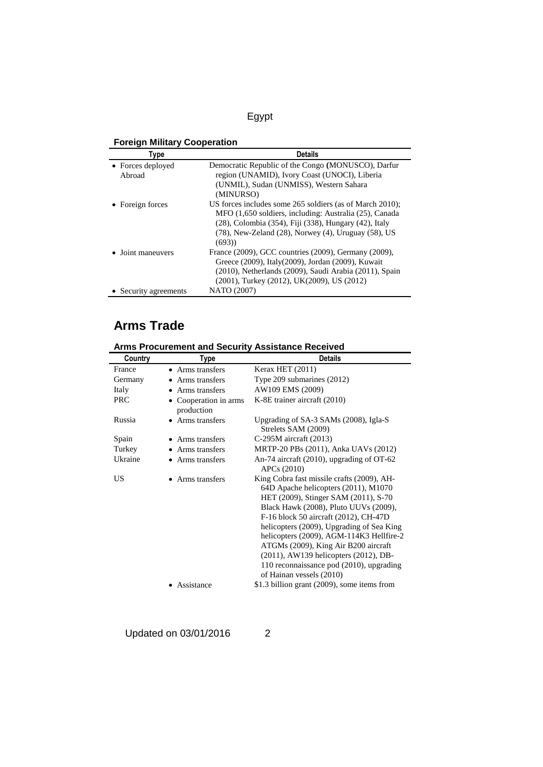### Foreign Military Cooperation

| Type | Details |
|---|---|
| • Forces deployed Abroad | Democratic Republic of the Congo (MONUSCO), Darfur region (UNAMID), Ivory Coast (UNOCI), Liberia (UNMIL), Sudan (UNMISS), Western Sahara (MINURSO) |
| • Foreign forces | US forces includes some 265 soldiers (as of March 2010); MFO (1,650 soldiers, including: Australia (25), Canada (28), Colombia (354), Fiji (338), Hungary (42), Italy (78), New-Zeland (28), Norwey (4), Uruguay (58), US (693)) |
| • Joint maneuvers | France (2009), GCC countries (2009), Germany (2009), Greece (2009), Italy(2009), Jordan (2009), Kuwait (2010), Netherlands (2009), Saudi Arabia (2011), Spain (2001), Turkey (2012), UK(2009), US (2012) |
| • Security agreements | NATO (2007) |

## Arms Trade

### Arms Procurement and Security Assistance Received

| Country | Type | Details |
|---|---|---|
| France | • Arms transfers | Kerax HET (2011) |
| Germany | • Arms transfers | Type 209 submarines (2012) |
| Italy | • Arms transfers | AW109 EMS (2009) |
| PRC | • Cooperation in arms production | K-8E trainer aircraft (2010) |
| Russia | • Arms transfers | Upgrading of SA-3 SAMs (2008), Igla-S Strelets SAM (2009) |
| Spain | • Arms transfers | C-295M aircraft (2013) |
| Turkey | • Arms transfers | MRTP-20 PBs (2011), Anka UAVs (2012) |
| Ukraine | • Arms transfers | An-74 aircraft (2010), upgrading of OT-62 APCs (2010) |
| US | • Arms transfers | King Cobra fast missile crafts (2009), AH-64D Apache helicopters (2011), M1070 HET (2009), Stinger SAM (2011), S-70 Black Hawk (2008), Pluto UUVs (2009), F-16 block 50 aircraft (2012), CH-47D helicopters (2009), Upgrading of Sea King helicopters (2009), AGM-114K3 Hellfire-2 ATGMs (2009), King Air B200 aircraft (2011), AW139 helicopters (2012), DB-110 reconnaissance pod (2010), upgrading of Hainan vessels (2010) |
| | • Assistance | $1.3 billion grant (2009), some items from |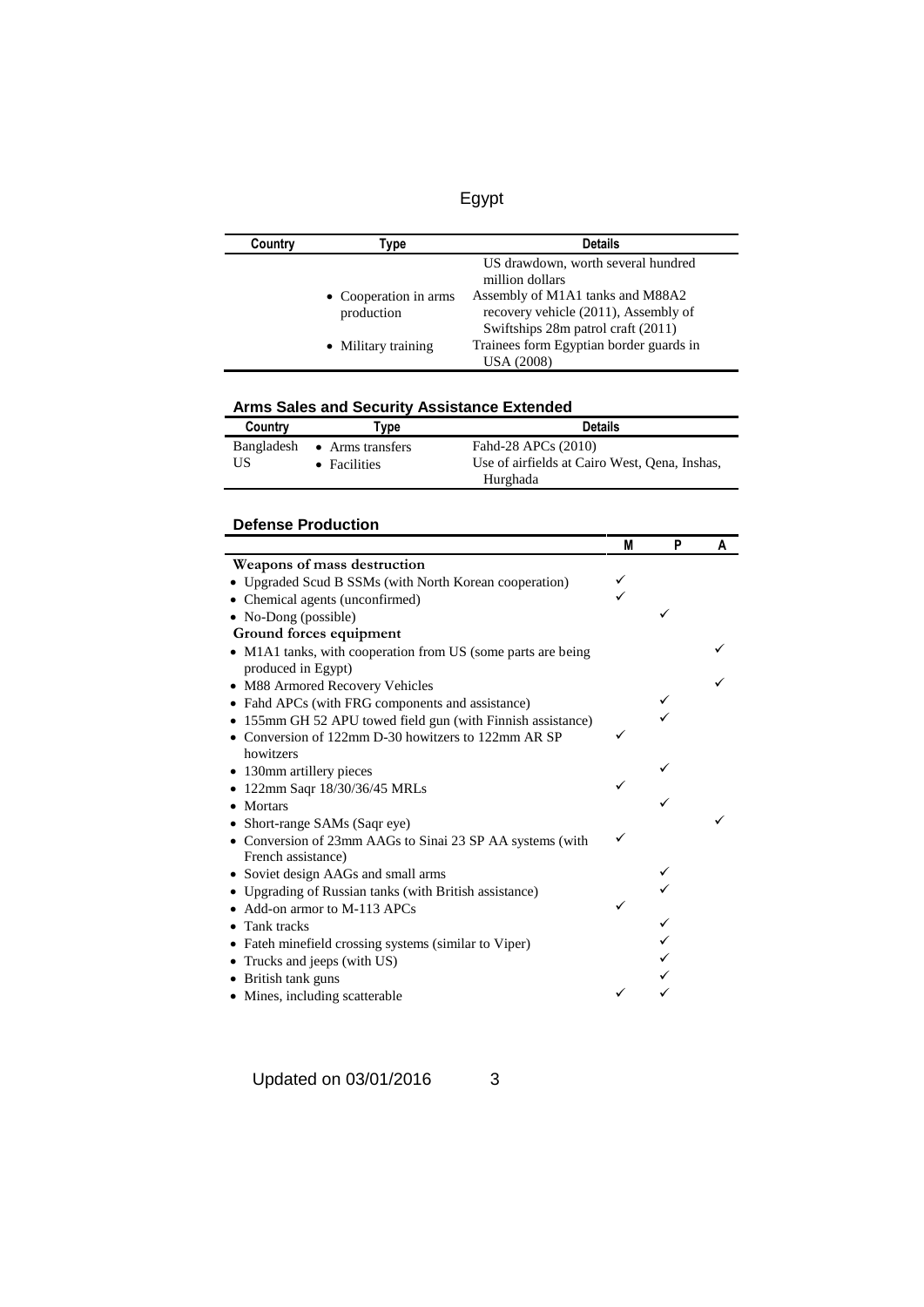| Country | Type | Details |
|---|---|---|
| | | US drawdown, worth several hundred million dollars |
| | • Cooperation in arms production | Assembly of M1A1 tanks and M88A2 recovery vehicle (2011), Assembly of Swiftships 28m patrol craft (2011) |
| | • Military training | Trainees form Egyptian border guards in USA (2008) |

## Arms Sales and Security Assistance Extended

| Country | Type | Details |
|---|---|---|
| Bangladesh | • Arms transfers | Fahd-28 APCs (2010) |
| US | • Facilities | Use of airfields at Cairo West, Qena, Inshas, Hurghada |

## Defense Production

| | M | P | A |
|---|---|---|---|
| **Weapons of mass destruction** | | | |
| • Upgraded Scud B SSMs (with North Korean cooperation) | ✓ | | |
| • Chemical agents (unconfirmed) | ✓ | | |
| • No-Dong (possible) | | ✓ | |
| **Ground forces equipment** | | | |
| • M1A1 tanks, with cooperation from US (some parts are being produced in Egypt) | | | ✓ |
| • M88 Armored Recovery Vehicles | | | ✓ |
| • Fahd APCs (with FRG components and assistance) | | ✓ | |
| • 155mm GH 52 APU towed field gun (with Finnish assistance) | | ✓ | |
| • Conversion of 122mm D-30 howitzers to 122mm AR SP howitzers | ✓ | | |
| • 130mm artillery pieces | | ✓ | |
| • 122mm Saqr 18/30/36/45 MRLs | ✓ | | |
| • Mortars | | ✓ | |
| • Short-range SAMs (Saqr eye) | | | ✓ |
| • Conversion of 23mm AAGs to Sinai 23 SP AA systems (with French assistance) | ✓ | | |
| • Soviet design AAGs and small arms | | ✓ | |
| • Upgrading of Russian tanks (with British assistance) | | ✓ | |
| • Add-on armor to M-113 APCs | ✓ | | |
| • Tank tracks | | ✓ | |
| • Fateh minefield crossing systems (similar to Viper) | | ✓ | |
| • Trucks and jeeps (with US) | | ✓ | |
| • British tank guns | | ✓ | |
| • Mines, including scatterable | ✓ | ✓ | |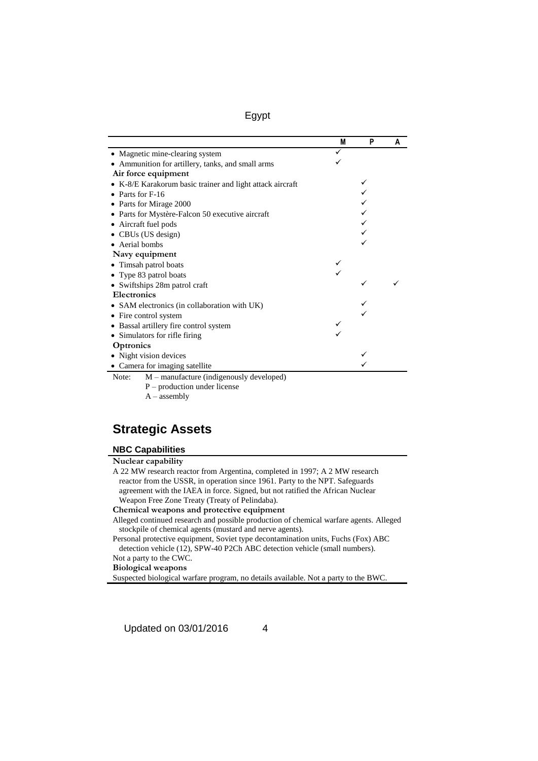| | M | P | A |
|---|---|---|---|
| • Magnetic mine-clearing system | ✓ | | |
| • Ammunition for artillery, tanks, and small arms | ✓ | | |
| **Air force equipment** | | | |
| • K-8/E Karakorum basic trainer and light attack aircraft | | ✓ | |
| • Parts for F-16 | | ✓ | |
| • Parts for Mirage 2000 | | ✓ | |
| • Parts for Mystère-Falcon 50 executive aircraft | | ✓ | |
| • Aircraft fuel pods | | ✓ | |
| • CBUs (US design) | | ✓ | |
| • Aerial bombs | | ✓ | |
| **Navy equipment** | | | |
| • Timsah patrol boats | ✓ | | |
| • Type 83 patrol boats | ✓ | | |
| • Swiftships 28m patrol craft | | ✓ | ✓ |
| **Electronics** | | | |
| • SAM electronics (in collaboration with UK) | | ✓ | |
| • Fire control system | | ✓ | |
| • Bassal artillery fire control system | ✓ | | |
| • Simulators for rifle firing | ✓ | | |
| **Optronics** | | | |
| • Night vision devices | | ✓ | |
| • Camera for imaging satellite | | ✓ | |

Note: M – manufacture (indigenously developed)
P – production under license
A – assembly

## Strategic Assets

### NBC Capabilities

**Nuclear capability**

A 22 MW research reactor from Argentina, completed in 1997; A 2 MW research reactor from the USSR, in operation since 1961. Party to the NPT. Safeguards agreement with the IAEA in force. Signed, but not ratified the African Nuclear Weapon Free Zone Treaty (Treaty of Pelindaba).

**Chemical weapons and protective equipment**

Alleged continued research and possible production of chemical warfare agents. Alleged stockpile of chemical agents (mustard and nerve agents).

Personal protective equipment, Soviet type decontamination units, Fuchs (Fox) ABC detection vehicle (12), SPW-40 P2Ch ABC detection vehicle (small numbers).

Not a party to the CWC.

**Biological weapons**

Suspected biological warfare program, no details available. Not a party to the BWC.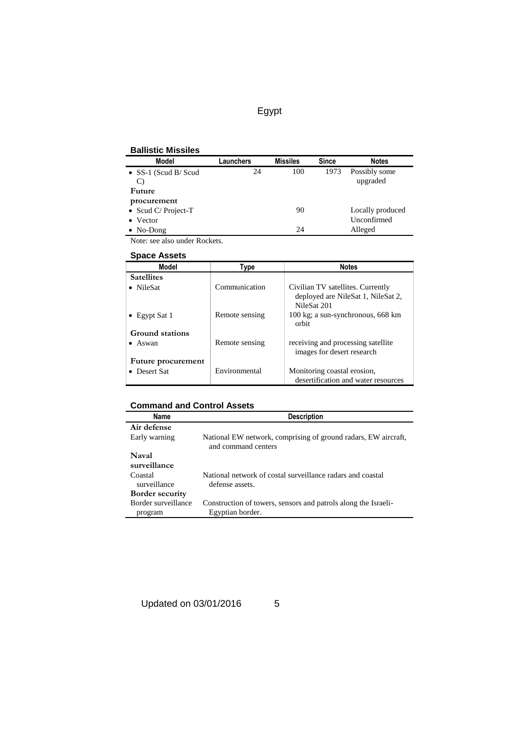## Ballistic Missiles

| Model | Launchers | Missiles | Since | Notes |
|---|---|---|---|---|
| • SS-1 (Scud B/ Scud C) | 24 | 100 | 1973 | Possibly some upgraded |
| **Future procurement** | | | | |
| • Scud C/ Project-T | | 90 | | Locally produced |
| • Vector | | | | Unconfirmed |
| • No-Dong | | 24 | | Alleged |

Note: see also under Rockets.

## Space Assets

| Model | Type | Notes |
|---|---|---|
| **Satellites** | | |
| • NileSat | Communication | Civilian TV satellites. Currently deployed are NileSat 1, NileSat 2, NileSat 201 |
| • Egypt Sat 1 | Remote sensing | 100 kg; a sun-synchronous, 668 km orbit |
| **Ground stations** | | |
| • Aswan | Remote sensing | receiving and processing satellite images for desert research |
| **Future procurement** | | |
| • Desert Sat | Environmental | Monitoring coastal erosion, desertification and water resources |

## Command and Control Assets

| Name | Description |
|---|---|
| **Air defense** | |
| Early warning | National EW network, comprising of ground radars, EW aircraft, and command centers |
| **Naval surveillance** | |
| Coastal surveillance | National network of costal surveillance radars and coastal defense assets. |
| **Border security** | |
| Border surveillance program | Construction of towers, sensors and patrols along the Israeli-Egyptian border. |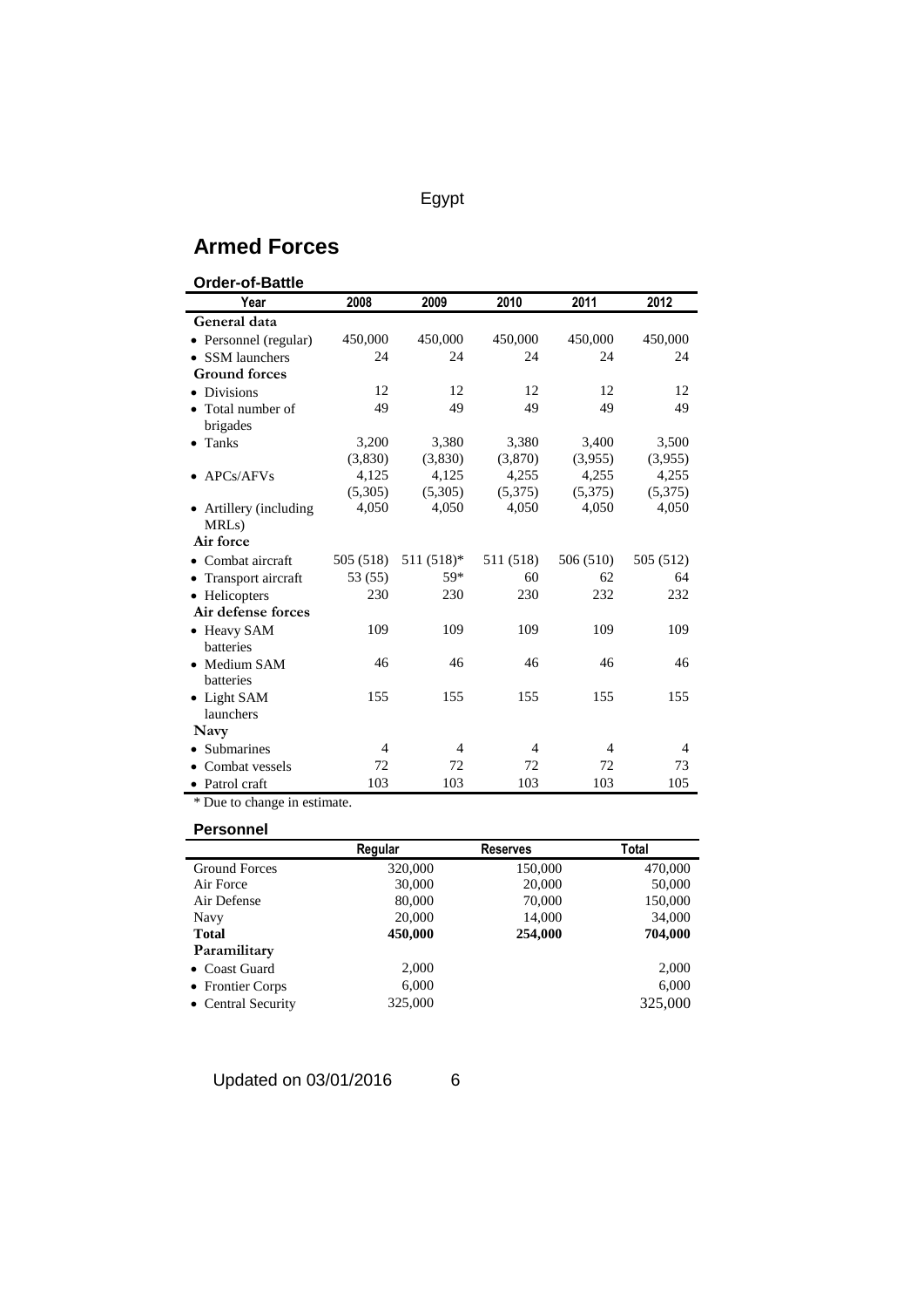Egypt

## Armed Forces

### Order-of-Battle

| Year | 2008 | 2009 | 2010 | 2011 | 2012 |
|---|---|---|---|---|---|
| **General data** | | | | | |
| • Personnel (regular) | 450,000 | 450,000 | 450,000 | 450,000 | 450,000 |
| • SSM launchers | 24 | 24 | 24 | 24 | 24 |
| **Ground forces** | | | | | |
| • Divisions | 12 | 12 | 12 | 12 | 12 |
| • Total number of brigades | 49 | 49 | 49 | 49 | 49 |
| • Tanks | 3,200 (3,830) | 3,380 (3,830) | 3,380 (3,870) | 3,400 (3,955) | 3,500 (3,955) |
| • APCs/AFVs | 4,125 (5,305) | 4,125 (5,305) | 4,255 (5,375) | 4,255 (5,375) | 4,255 (5,375) |
| • Artillery (including MRLs) | 4,050 | 4,050 | 4,050 | 4,050 | 4,050 |
| **Air force** | | | | | |
| • Combat aircraft | 505 (518) | 511 (518)* | 511 (518) | 506 (510) | 505 (512) |
| • Transport aircraft | 53 (55) | 59* | 60 | 62 | 64 |
| • Helicopters | 230 | 230 | 230 | 232 | 232 |
| **Air defense forces** | | | | | |
| • Heavy SAM batteries | 109 | 109 | 109 | 109 | 109 |
| • Medium SAM batteries | 46 | 46 | 46 | 46 | 46 |
| • Light SAM launchers | 155 | 155 | 155 | 155 | 155 |
| **Navy** | | | | | |
| • Submarines | 4 | 4 | 4 | 4 | 4 |
| • Combat vessels | 72 | 72 | 72 | 72 | 73 |
| • Patrol craft | 103 | 103 | 103 | 103 | 105 |

* Due to change in estimate.

### Personnel

| | Regular | Reserves | Total |
|---|---|---|---|
| Ground Forces | 320,000 | 150,000 | 470,000 |
| Air Force | 30,000 | 20,000 | 50,000 |
| Air Defense | 80,000 | 70,000 | 150,000 |
| Navy | 20,000 | 14,000 | 34,000 |
| **Total** | **450,000** | **254,000** | **704,000** |
| **Paramilitary** | | | |
| • Coast Guard | 2,000 | | 2,000 |
| • Frontier Corps | 6,000 | | 6,000 |
| • Central Security | 325,000 | | 325,000 |

Updated on 03/01/2016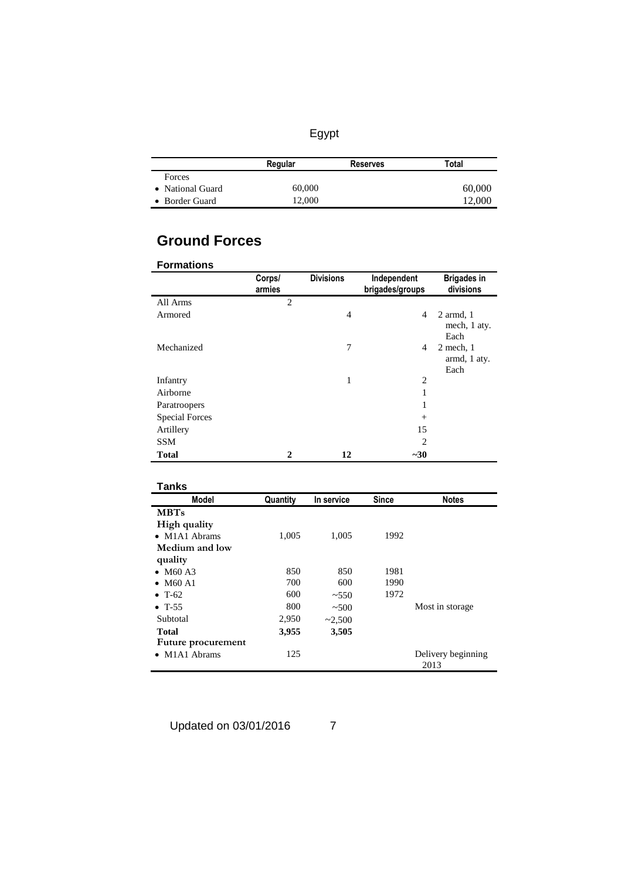Egypt

| | Regular | Reserves | Total |
|---|---|---|---|
| Forces | | | |
| • National Guard | 60,000 | | 60,000 |
| • Border Guard | 12,000 | | 12,000 |

## Ground Forces

### Formations

| | Corps/ armies | Divisions | Independent brigades/groups | Brigades in divisions |
|---|---|---|---|---|
| All Arms | 2 | | | |
| Armored | | 4 | 4 | 2 armd, 1 mech, 1 aty. Each |
| Mechanized | | 7 | 4 | 2 mech, 1 armd, 1 aty. Each |
| Infantry | | 1 | 2 | |
| Airborne | | | 1 | |
| Paratroopers | | | 1 | |
| Special Forces | | | + | |
| Artillery | | | 15 | |
| SSM | | | 2 | |
| **Total** | **2** | **12** | **~30** | |

### Tanks

| Model | Quantity | In service | Since | Notes |
|---|---|---|---|---|
| **MBTs** | | | | |
| **High quality** | | | | |
| • M1A1 Abrams | 1,005 | 1,005 | 1992 | |
| **Medium and low quality** | | | | |
| • M60 A3 | 850 | 850 | 1981 | |
| • M60 A1 | 700 | 600 | 1990 | |
| • T-62 | 600 | ~550 | 1972 | |
| • T-55 | 800 | ~500 | | Most in storage |
| Subtotal | 2,950 | ~2,500 | | |
| **Total** | **3,955** | **3,505** | | |
| **Future procurement** | | | | |
| • M1A1 Abrams | 125 | | | Delivery beginning 2013 |

Updated on 03/01/2016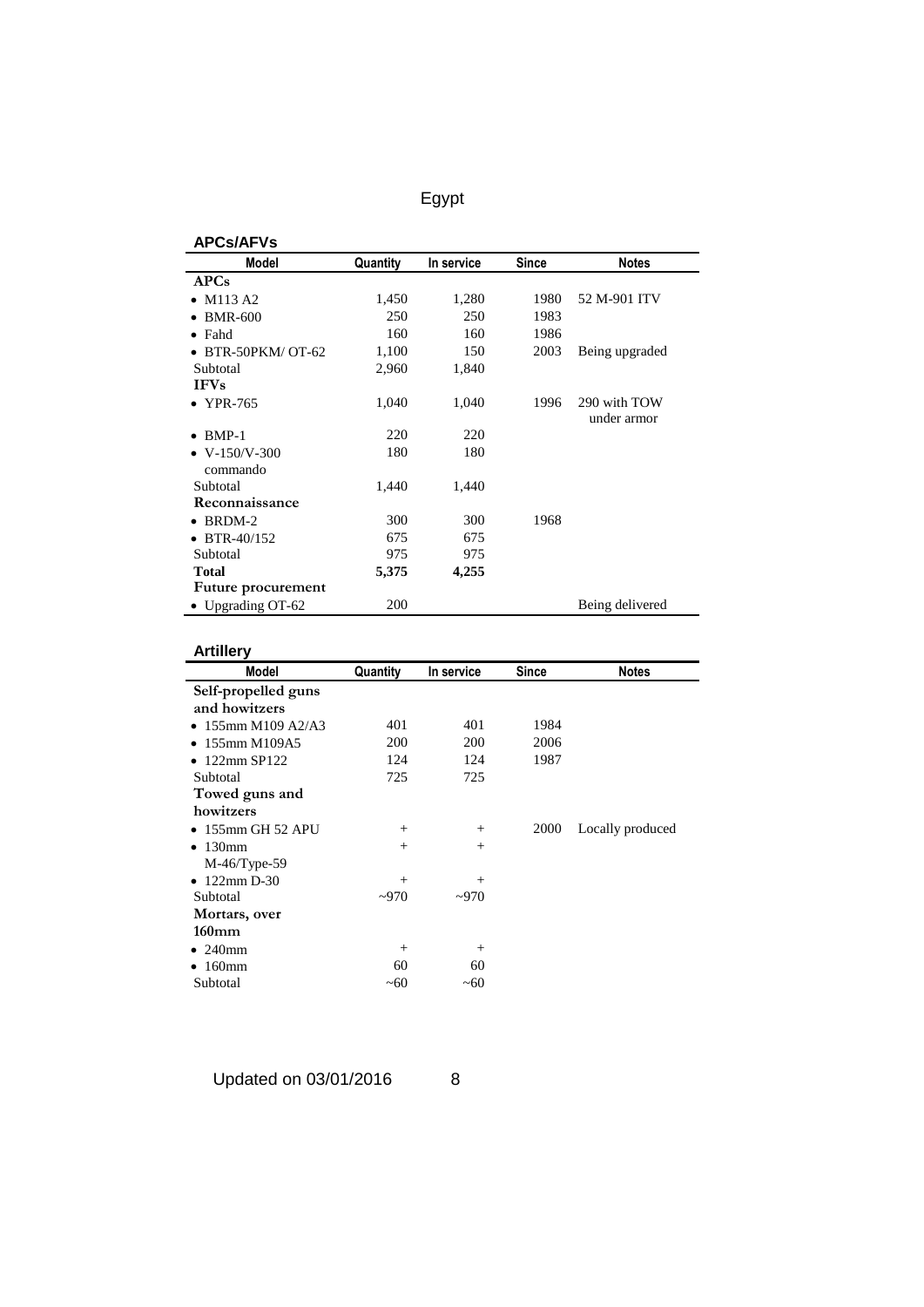# Egypt

## APCs/AFVs

| Model | Quantity | In service | Since | Notes |
|---|---|---|---|---|
| **APCs** | | | | |
| • M113 A2 | 1,450 | 1,280 | 1980 | 52 M-901 ITV |
| • BMR-600 | 250 | 250 | 1983 | |
| • Fahd | 160 | 160 | 1986 | |
| • BTR-50PKM/ OT-62 | 1,100 | 150 | 2003 | Being upgraded |
| Subtotal | 2,960 | 1,840 | | |
| **IFVs** | | | | |
| • YPR-765 | 1,040 | 1,040 | 1996 | 290 with TOW under armor |
| • BMP-1 | 220 | 220 | | |
| • V-150/V-300 commando | 180 | 180 | | |
| Subtotal | 1,440 | 1,440 | | |
| **Reconnaissance** | | | | |
| • BRDM-2 | 300 | 300 | 1968 | |
| • BTR-40/152 | 675 | 675 | | |
| Subtotal | 975 | 975 | | |
| **Total** | **5,375** | **4,255** | | |
| **Future procurement** | | | | |
| • Upgrading OT-62 | 200 | | | Being delivered |

## Artillery

| Model | Quantity | In service | Since | Notes |
|---|---|---|---|---|
| **Self-propelled guns and howitzers** | | | | |
| • 155mm M109 A2/A3 | 401 | 401 | 1984 | |
| • 155mm M109A5 | 200 | 200 | 2006 | |
| • 122mm SP122 | 124 | 124 | 1987 | |
| Subtotal | 725 | 725 | | |
| **Towed guns and howitzers** | | | | |
| • 155mm GH 52 APU | + | + | 2000 | Locally produced |
| • 130mm M-46/Type-59 | + | + | | |
| • 122mm D-30 | + | + | | |
| Subtotal | ~970 | ~970 | | |
| **Mortars, over 160mm** | | | | |
| • 240mm | + | + | | |
| • 160mm | 60 | 60 | | |
| Subtotal | ~60 | ~60 | | |

Updated on 03/01/2016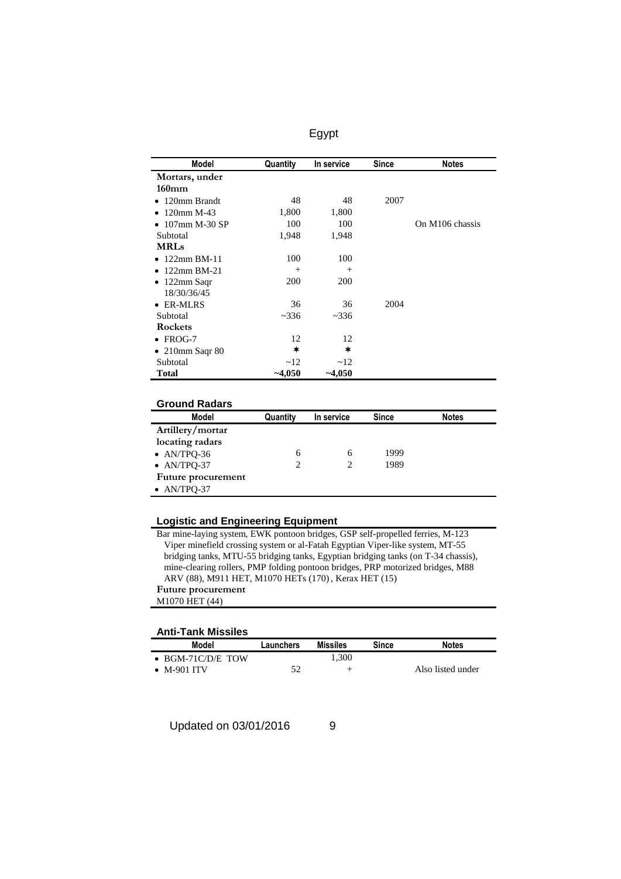Egypt

| Model | Quantity | In service | Since | Notes |
|---|---|---|---|---|
| **Mortars, under 160mm** | | | | |
| • 120mm Brandt | 48 | 48 | 2007 | |
| • 120mm M-43 | 1,800 | 1,800 | | |
| • 107mm M-30 SP | 100 | 100 | | On M106 chassis |
| Subtotal | 1,948 | 1,948 | | |
| **MRLs** | | | | |
| • 122mm BM-11 | 100 | 100 | | |
| • 122mm BM-21 | + | + | | |
| • 122mm Saqr 18/30/36/45 | 200 | 200 | | |
| • ER-MLRS | 36 | 36 | 2004 | |
| Subtotal | ~336 | ~336 | | |
| **Rockets** | | | | |
| • FROG-7 | 12 | 12 | | |
| • 210mm Saqr 80 | ✶ | ✶ | | |
| Subtotal | ~12 | ~12 | | |
| **Total** | **~4,050** | **~4,050** | | |

## Ground Radars

| Model | Quantity | In service | Since | Notes |
|---|---|---|---|---|
| **Artillery/mortar locating radars** | | | | |
| • AN/TPQ-36 | 6 | 6 | 1999 | |
| • AN/TPQ-37 | 2 | 2 | 1989 | |
| **Future procurement** | | | | |
| • AN/TPQ-37 | | | | |

## Logistic and Engineering Equipment

Bar mine-laying system, EWK pontoon bridges, GSP self-propelled ferries, M-123 Viper minefield crossing system or al-Fatah Egyptian Viper-like system, MT-55 bridging tanks, MTU-55 bridging tanks, Egyptian bridging tanks (on T-34 chassis), mine-clearing rollers, PMP folding pontoon bridges, PRP motorized bridges, M88 ARV (88), M911 HET, M1070 HETs (170), Kerax HET (15)

**Future procurement**

M1070 HET (44)

## Anti-Tank Missiles

| Model | Launchers | Missiles | Since | Notes |
|---|---|---|---|---|
| • BGM-71C/D/E TOW | | 1,300 | | |
| • M-901 ITV | 52 | + | | Also listed under |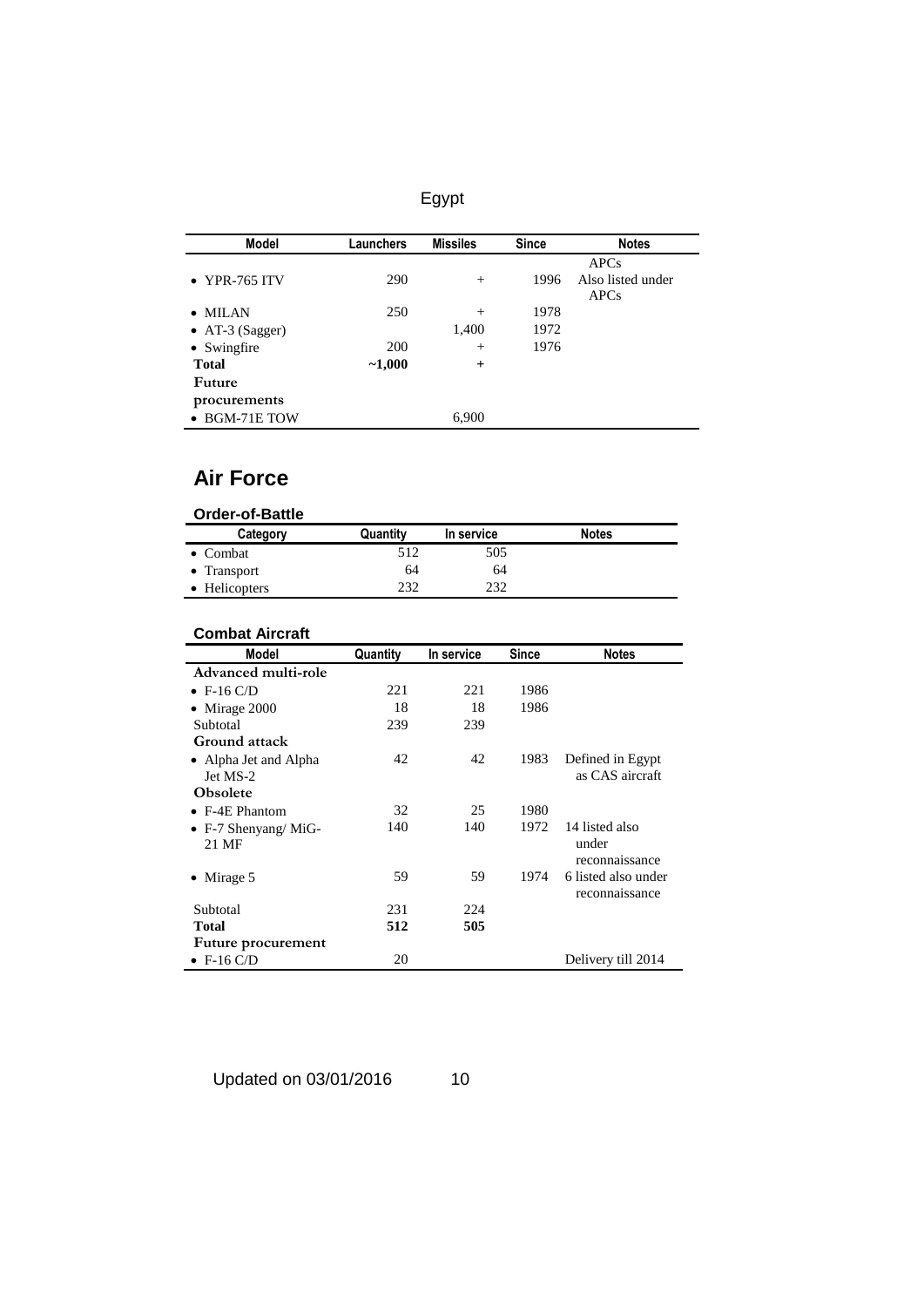Egypt

| Model | Launchers | Missiles | Since | Notes |
|---|---|---|---|---|
| • YPR-765 ITV | 290 | + | 1996 | APCs Also listed under APCs |
| • MILAN | 250 | + | 1978 | |
| • AT-3 (Sagger) | | 1,400 | 1972 | |
| • Swingfire | 200 | + | 1976 | |
| **Total** | **~1,000** | **+** | | |
| **Future procurements** | | | | |
| • BGM-71E TOW | | 6,900 | | |

## Air Force

### Order-of-Battle

| Category | Quantity | In service | Notes |
|---|---|---|---|
| • Combat | 512 | 505 | |
| • Transport | 64 | 64 | |
| • Helicopters | 232 | 232 | |

### Combat Aircraft

| Model | Quantity | In service | Since | Notes |
|---|---|---|---|---|
| **Advanced multi-role** | | | | |
| • F-16 C/D | 221 | 221 | 1986 | |
| • Mirage 2000 | 18 | 18 | 1986 | |
| Subtotal | 239 | 239 | | |
| **Ground attack** | | | | |
| • Alpha Jet and Alpha Jet MS-2 | 42 | 42 | 1983 | Defined in Egypt as CAS aircraft |
| **Obsolete** | | | | |
| • F-4E Phantom | 32 | 25 | 1980 | |
| • F-7 Shenyang/ MiG-21 MF | 140 | 140 | 1972 | 14 listed also under reconnaissance |
| • Mirage 5 | 59 | 59 | 1974 | 6 listed also under reconnaissance |
| Subtotal | 231 | 224 | | |
| **Total** | **512** | **505** | | |
| **Future procurement** | | | | |
| • F-16 C/D | 20 | | | Delivery till 2014 |

Updated on 03/01/2016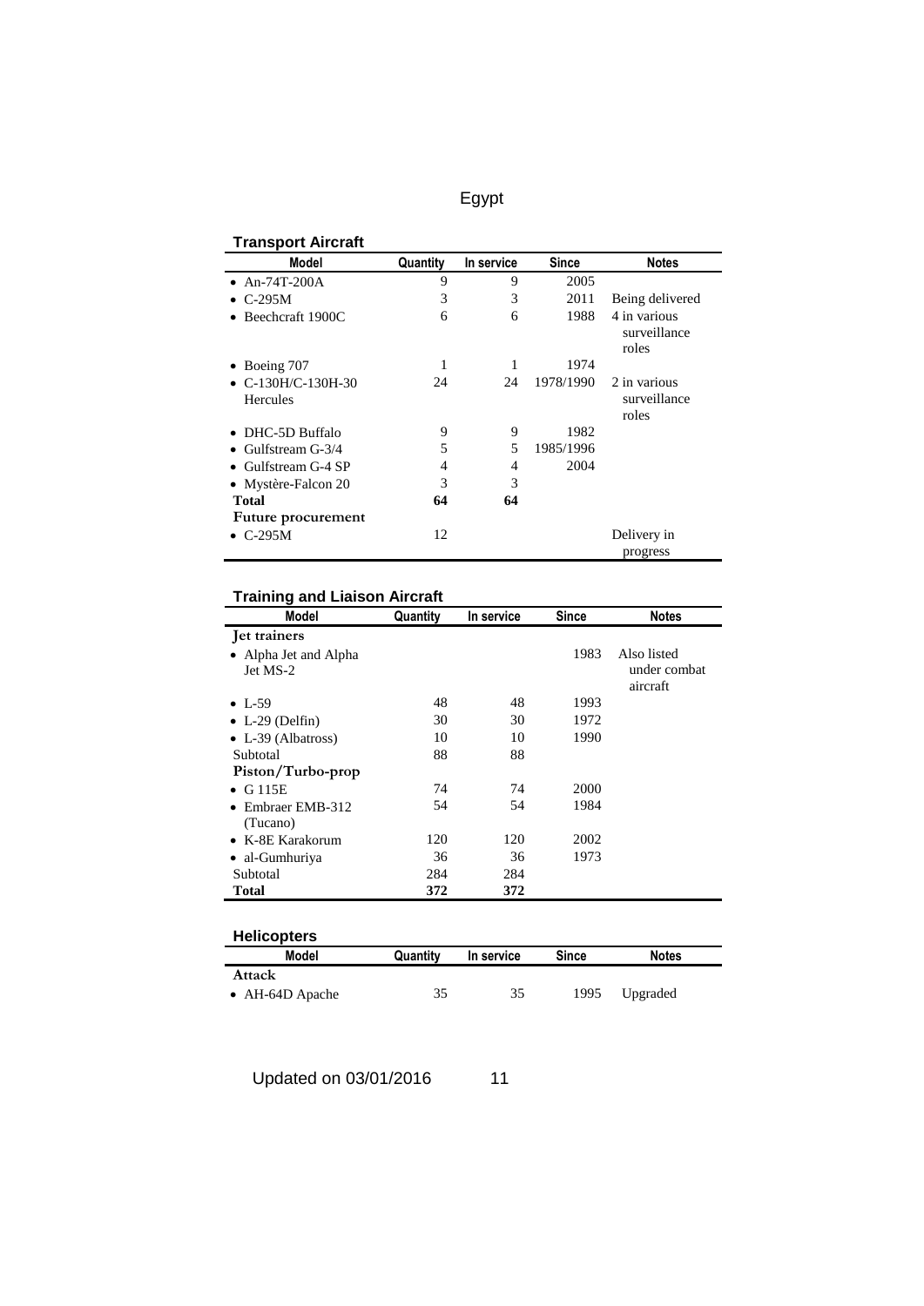# Egypt

### Transport Aircraft

| Model | Quantity | In service | Since | Notes |
|---|---|---|---|---|
| • An-74T-200A | 9 | 9 | 2005 | |
| • C-295M | 3 | 3 | 2011 | Being delivered |
| • Beechcraft 1900C | 6 | 6 | 1988 | 4 in various surveillance roles |
| • Boeing 707 | 1 | 1 | 1974 | |
| • C-130H/C-130H-30 Hercules | 24 | 24 | 1978/1990 | 2 in various surveillance roles |
| • DHC-5D Buffalo | 9 | 9 | 1982 | |
| • Gulfstream G-3/4 | 5 | 5 | 1985/1996 | |
| • Gulfstream G-4 SP | 4 | 4 | 2004 | |
| • Mystère-Falcon 20 | 3 | 3 | | |
| **Total** | **64** | **64** | | |
| **Future procurement** | | | | |
| • C-295M | 12 | | | Delivery in progress |

### Training and Liaison Aircraft

| Model | Quantity | In service | Since | Notes |
|---|---|---|---|---|
| **Jet trainers** | | | | |
| • Alpha Jet and Alpha Jet MS-2 | | | 1983 | Also listed under combat aircraft |
| • L-59 | 48 | 48 | 1993 | |
| • L-29 (Delfin) | 30 | 30 | 1972 | |
| • L-39 (Albatross) | 10 | 10 | 1990 | |
| Subtotal | 88 | 88 | | |
| **Piston/Turbo-prop** | | | | |
| • G 115E | 74 | 74 | 2000 | |
| • Embraer EMB-312 (Tucano) | 54 | 54 | 1984 | |
| • K-8E Karakorum | 120 | 120 | 2002 | |
| • al-Gumhuriya | 36 | 36 | 1973 | |
| Subtotal | 284 | 284 | | |
| **Total** | **372** | **372** | | |

### Helicopters

| Model | Quantity | In service | Since | Notes |
|---|---|---|---|---|
| **Attack** | | | | |
| • AH-64D Apache | 35 | 35 | 1995 | Upgraded |

Updated on 03/01/2016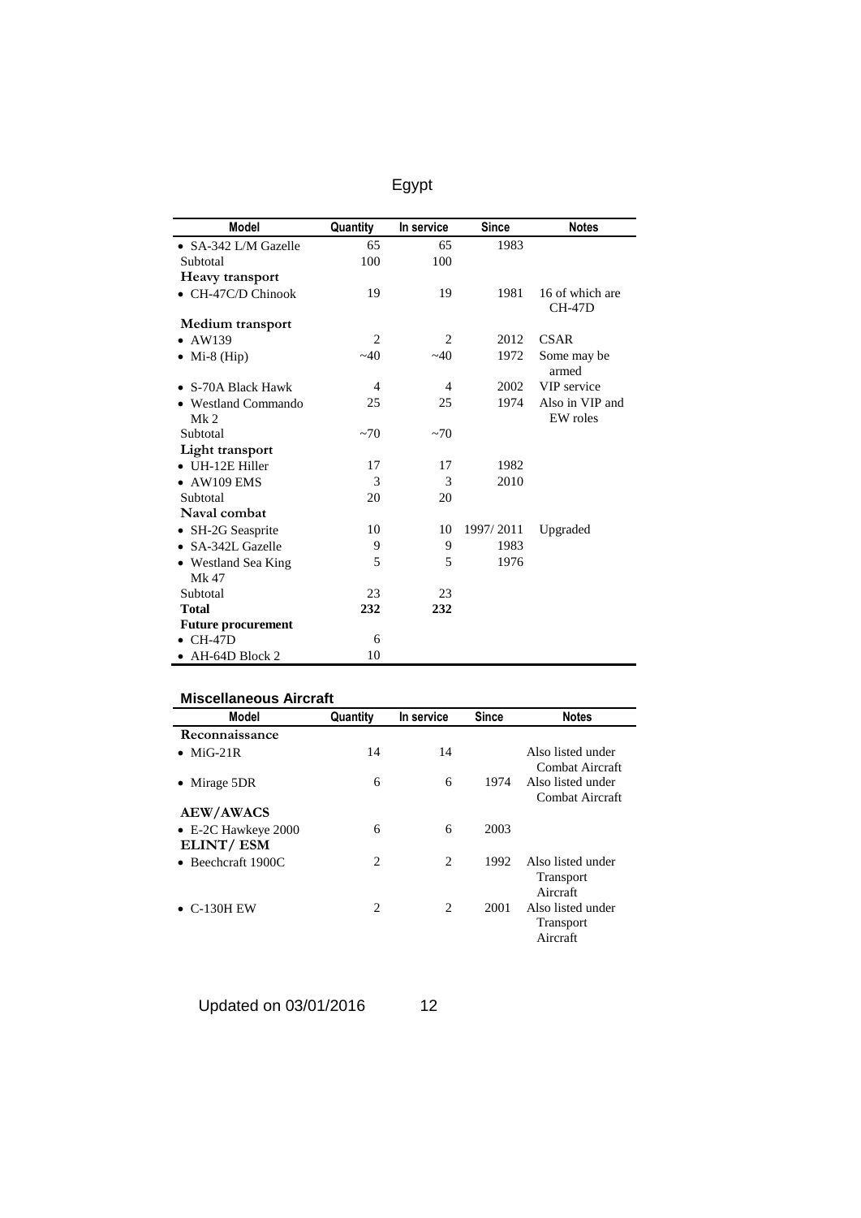| Model | Quantity | In service | Since | Notes |
|---|---|---|---|---|
| • SA-342 L/M Gazelle | 65 | 65 | 1983 | |
| Subtotal | 100 | 100 | | |
| **Heavy transport** | | | | |
| • CH-47C/D Chinook | 19 | 19 | 1981 | 16 of which are CH-47D |
| **Medium transport** | | | | |
| • AW139 | 2 | 2 | 2012 | CSAR |
| • Mi-8 (Hip) | ~40 | ~40 | 1972 | Some may be armed |
| • S-70A Black Hawk | 4 | 4 | 2002 | VIP service |
| • Westland Commando Mk 2 | 25 | 25 | 1974 | Also in VIP and EW roles |
| Subtotal | ~70 | ~70 | | |
| **Light transport** | | | | |
| • UH-12E Hiller | 17 | 17 | 1982 | |
| • AW109 EMS | 3 | 3 | 2010 | |
| Subtotal | 20 | 20 | | |
| **Naval combat** | | | | |
| • SH-2G Seasprite | 10 | 10 | 1997/ 2011 | Upgraded |
| • SA-342L Gazelle | 9 | 9 | 1983 | |
| • Westland Sea King Mk 47 | 5 | 5 | 1976 | |
| Subtotal | 23 | 23 | | |
| **Total** | **232** | **232** | | |
| **Future procurement** | | | | |
| • CH-47D | 6 | | | |
| • AH-64D Block 2 | 10 | | | |

### Miscellaneous Aircraft

| Model | Quantity | In service | Since | Notes |
|---|---|---|---|---|
| **Reconnaissance** | | | | |
| • MiG-21R | 14 | 14 | | Also listed under Combat Aircraft |
| • Mirage 5DR | 6 | 6 | 1974 | Also listed under Combat Aircraft |
| **AEW/AWACS** | | | | |
| • E-2C Hawkeye 2000 | 6 | 6 | 2003 | |
| **ELINT/ ESM** | | | | |
| • Beechcraft 1900C | 2 | 2 | 1992 | Also listed under Transport Aircraft |
| • C-130H EW | 2 | 2 | 2001 | Also listed under Transport Aircraft |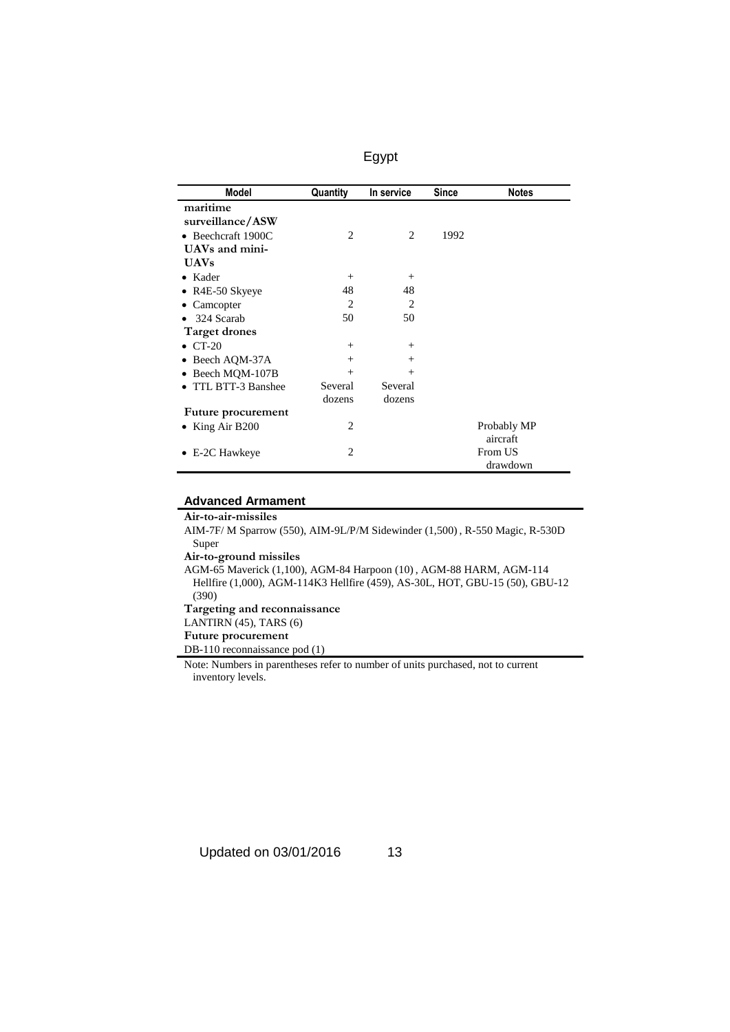## Egypt

| Model | Quantity | In service | Since | Notes |
|---|---|---|---|---|
| **maritime surveillance/ASW** | | | | |
| • Beechcraft 1900C | 2 | 2 | 1992 | |
| **UAVs and mini-UAVs** | | | | |
| • Kader | + | + | | |
| • R4E-50 Skyeye | 48 | 48 | | |
| • Camcopter | 2 | 2 | | |
| • 324 Scarab | 50 | 50 | | |
| **Target drones** | | | | |
| • CT-20 | + | + | | |
| • Beech AQM-37A | + | + | | |
| • Beech MQM-107B | + | + | | |
| • TTL BTT-3 Banshee | Several dozens | Several dozens | | |
| **Future procurement** | | | | |
| • King Air B200 | 2 | | | Probably MP aircraft |
| • E-2C Hawkeye | 2 | | | From US drawdown |

### Advanced Armament

**Air-to-air-missiles**

AIM-7F/ M Sparrow (550), AIM-9L/P/M Sidewinder (1,500) , R-550 Magic, R-530D Super

**Air-to-ground missiles**

AGM-65 Maverick (1,100), AGM-84 Harpoon (10) , AGM-88 HARM, AGM-114 Hellfire (1,000), AGM-114K3 Hellfire (459), AS-30L, HOT, GBU-15 (50), GBU-12 (390)

**Targeting and reconnaissance**

LANTIRN (45), TARS (6)

**Future procurement**

DB-110 reconnaissance pod (1)

Note: Numbers in parentheses refer to number of units purchased, not to current inventory levels.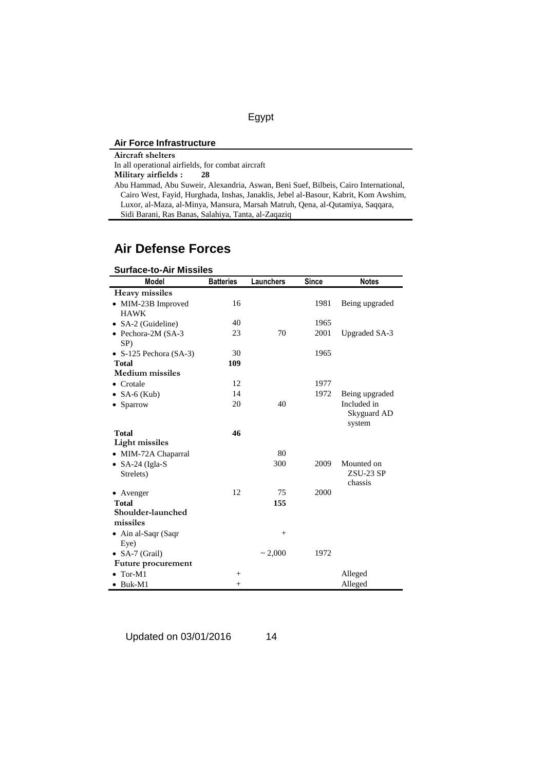## Air Force Infrastructure

**Aircraft shelters**

In all operational airfields, for combat aircraft

**Military airfields : 28**

Abu Hammad, Abu Suweir, Alexandria, Aswan, Beni Suef, Bilbeis, Cairo International, Cairo West, Fayid, Hurghada, Inshas, Janaklis, Jebel al-Basour, Kabrit, Kom Awshim, Luxor, al-Maza, al-Minya, Mansura, Marsah Matruh, Qena, al-Qutamiya, Saqqara, Sidi Barani, Ras Banas, Salahiya, Tanta, al-Zaqaziq

# Air Defense Forces

### Surface-to-Air Missiles

| Model | Batteries | Launchers | Since | Notes |
|---|---|---|---|---|
| **Heavy missiles** | | | | |
| • MIM-23B Improved HAWK | 16 | | 1981 | Being upgraded |
| • SA-2 (Guideline) | 40 | | 1965 | |
| • Pechora-2M (SA-3 SP) | 23 | 70 | 2001 | Upgraded SA-3 |
| • S-125 Pechora (SA-3) | 30 | | 1965 | |
| **Total** | **109** | | | |
| **Medium missiles** | | | | |
| • Crotale | 12 | | 1977 | |
| • SA-6 (Kub) | 14 | | 1972 | Being upgraded |
| • Sparrow | 20 | 40 | | Included in Skyguard AD system |
| **Total** | **46** | | | |
| **Light missiles** | | | | |
| • MIM-72A Chaparral | | 80 | | |
| • SA-24 (Igla-S Strelets) | | 300 | 2009 | Mounted on ZSU-23 SP chassis |
| • Avenger | 12 | 75 | 2000 | |
| **Total** | | **155** | | |
| **Shoulder-launched missiles** | | | | |
| • Ain al-Saqr (Saqr Eye) | | + | | |
| • SA-7 (Grail) | | ~ 2,000 | 1972 | |
| **Future procurement** | | | | |
| • Tor-M1 | + | | | Alleged |
| • Buk-M1 | + | | | Alleged |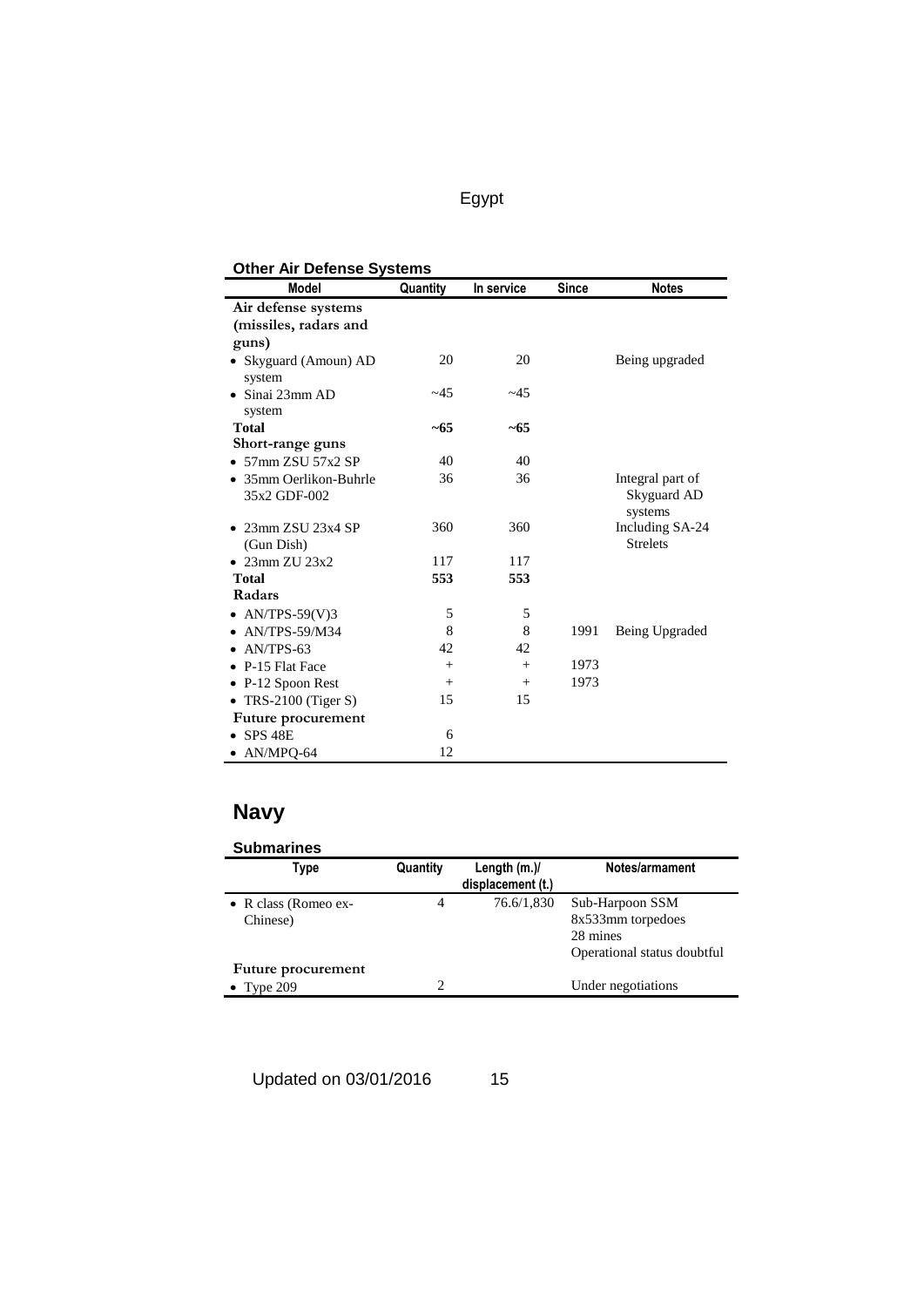### Other Air Defense Systems

| Model | Quantity | In service | Since | Notes |
|---|---|---|---|---|
| **Air defense systems (missiles, radars and guns)** | | | | |
| • Skyguard (Amoun) AD system | 20 | 20 | | Being upgraded |
| • Sinai 23mm AD system | ~45 | ~45 | | |
| **Total** | **~65** | **~65** | | |
| **Short-range guns** | | | | |
| • 57mm ZSU 57x2 SP | 40 | 40 | | |
| • 35mm Oerlikon-Buhrle 35x2 GDF-002 | 36 | 36 | | Integral part of Skyguard AD systems |
| • 23mm ZSU 23x4 SP (Gun Dish) | 360 | 360 | | Including SA-24 Strelets |
| • 23mm ZU 23x2 | 117 | 117 | | |
| **Total** | **553** | **553** | | |
| **Radars** | | | | |
| • AN/TPS-59(V)3 | 5 | 5 | | |
| • AN/TPS-59/M34 | 8 | 8 | 1991 | Being Upgraded |
| • AN/TPS-63 | 42 | 42 | | |
| • P-15 Flat Face | + | + | 1973 | |
| • P-12 Spoon Rest | + | + | 1973 | |
| • TRS-2100 (Tiger S) | 15 | 15 | | |
| **Future procurement** | | | | |
| • SPS 48E | 6 | | | |
| • AN/MPQ-64 | 12 | | | |

## Navy

### Submarines

| Type | Quantity | Length (m.)/ displacement (t.) | Notes/armament |
|---|---|---|---|
| • R class (Romeo ex-Chinese) | 4 | 76.6/1,830 | Sub-Harpoon SSM<br>8x533mm torpedoes<br>28 mines<br>Operational status doubtful |
| **Future procurement** | | | |
| • Type 209 | 2 | | Under negotiations |

Updated on 03/01/2016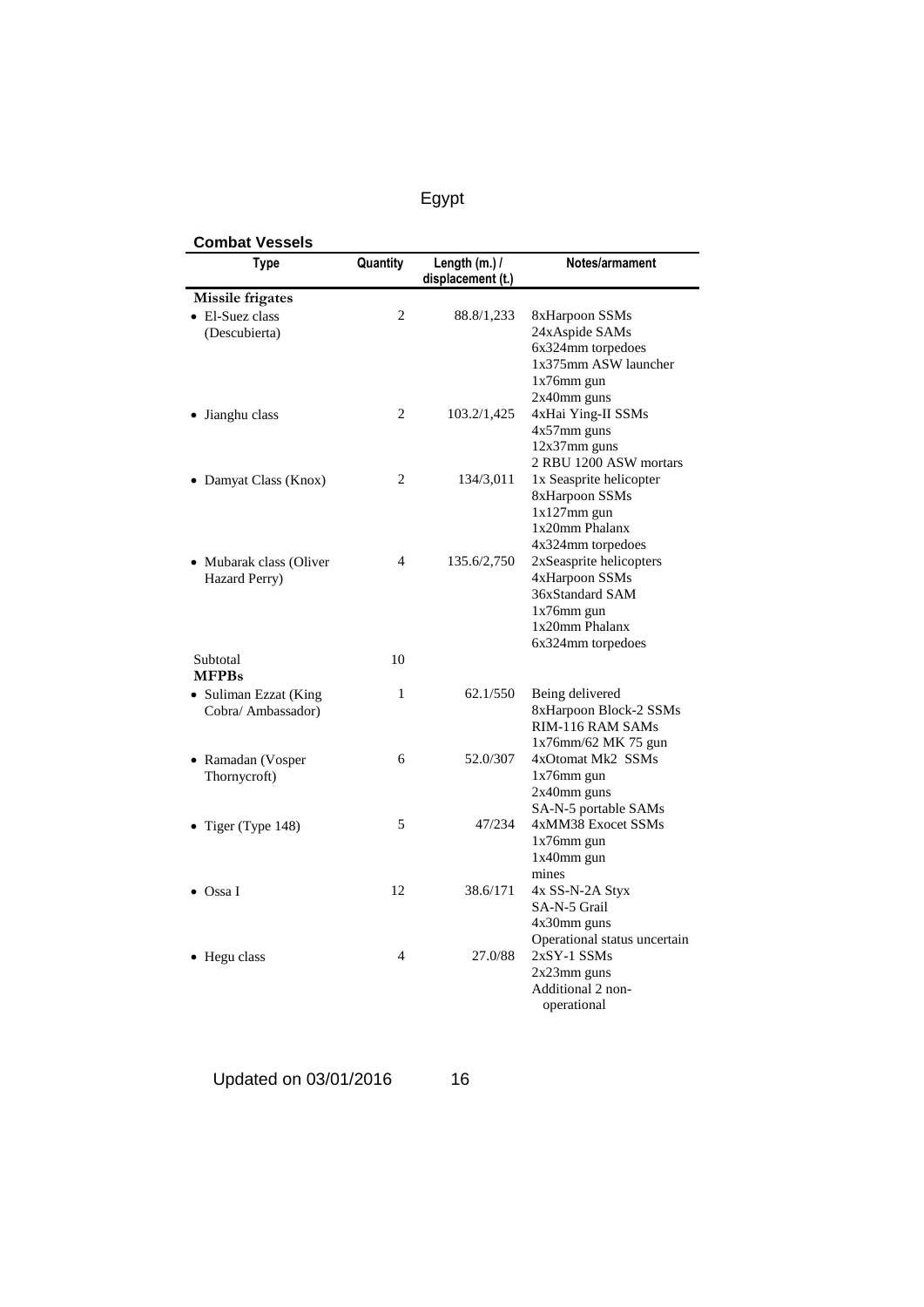# Egypt

**Combat Vessels**

| Type | Quantity | Length (m.) / displacement (t.) | Notes/armament |
|---|---|---|---|
| **Missile frigates** | | | |
| • El-Suez class (Descubierta) | 2 | 88.8/1,233 | 8xHarpoon SSMs<br>24xAspide SAMs<br>6x324mm torpedoes<br>1x375mm ASW launcher<br>1x76mm gun<br>2x40mm guns |
| • Jianghu class | 2 | 103.2/1,425 | 4xHai Ying-II SSMs<br>4x57mm guns<br>12x37mm guns<br>2 RBU 1200 ASW mortars |
| • Damyat Class (Knox) | 2 | 134/3,011 | 1x Seasprite helicopter<br>8xHarpoon SSMs<br>1x127mm gun<br>1x20mm Phalanx<br>4x324mm torpedoes |
| • Mubarak class (Oliver Hazard Perry) | 4 | 135.6/2,750 | 2xSeasprite helicopters<br>4xHarpoon SSMs<br>36xStandard SAM<br>1x76mm gun<br>1x20mm Phalanx<br>6x324mm torpedoes |
| Subtotal | 10 | | |
| **MFPBs** | | | |
| • Suliman Ezzat (King Cobra/ Ambassador) | 1 | 62.1/550 | Being delivered<br>8xHarpoon Block-2 SSMs<br>RIM-116 RAM SAMs<br>1x76mm/62 MK 75 gun |
| • Ramadan (Vosper Thornycroft) | 6 | 52.0/307 | 4xOtomat Mk2 SSMs<br>1x76mm gun<br>2x40mm guns<br>SA-N-5 portable SAMs |
| • Tiger (Type 148) | 5 | 47/234 | 4xMM38 Exocet SSMs<br>1x76mm gun<br>1x40mm gun<br>mines |
| • Ossa I | 12 | 38.6/171 | 4x SS-N-2A Styx<br>SA-N-5 Grail<br>4x30mm guns<br>Operational status uncertain |
| • Hegu class | 4 | 27.0/88 | 2xSY-1 SSMs<br>2x23mm guns<br>Additional 2 non-operational |

Updated on 03/01/2016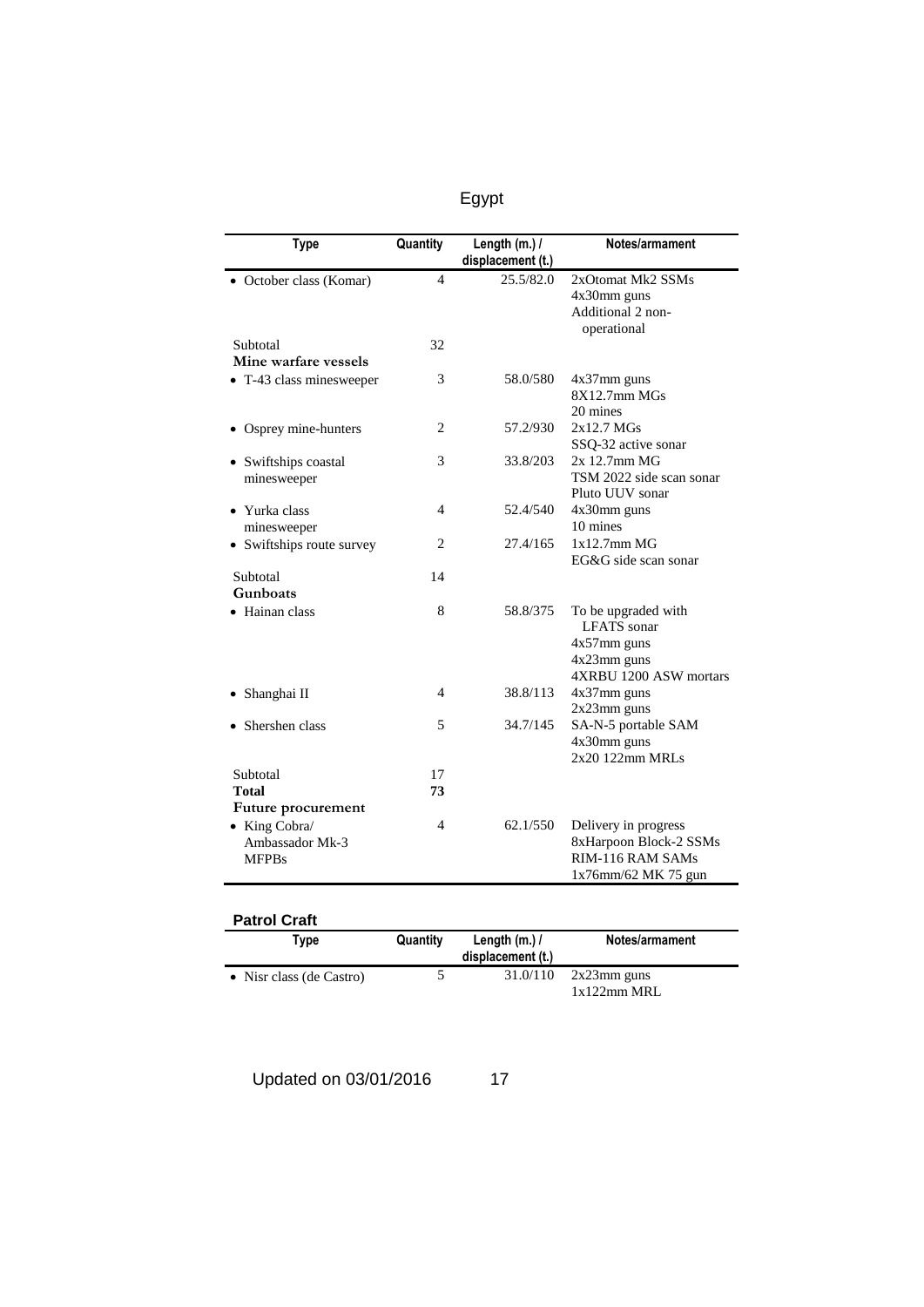Egypt

| Type | Quantity | Length (m.) / displacement (t.) | Notes/armament |
|---|---|---|---|
| • October class (Komar) | 4 | 25.5/82.0 | 2xOtomat Mk2 SSMs<br>4x30mm guns<br>Additional 2 non-operational |
| Subtotal | 32 | | |
| **Mine warfare vessels** | | | |
| • T-43 class minesweeper | 3 | 58.0/580 | 4x37mm guns<br>8X12.7mm MGs<br>20 mines |
| • Osprey mine-hunters | 2 | 57.2/930 | 2x12.7 MGs<br>SSQ-32 active sonar |
| • Swiftships coastal minesweeper | 3 | 33.8/203 | 2x 12.7mm MG<br>TSM 2022 side scan sonar<br>Pluto UUV sonar |
| • Yurka class minesweeper | 4 | 52.4/540 | 4x30mm guns<br>10 mines |
| • Swiftships route survey | 2 | 27.4/165 | 1x12.7mm MG<br>EG&G side scan sonar |
| Subtotal | 14 | | |
| **Gunboats** | | | |
| • Hainan class | 8 | 58.8/375 | To be upgraded with LFATS sonar<br>4x57mm guns<br>4x23mm guns<br>4XRBU 1200 ASW mortars |
| • Shanghai II | 4 | 38.8/113 | 4x37mm guns<br>2x23mm guns |
| • Shershen class | 5 | 34.7/145 | SA-N-5 portable SAM<br>4x30mm guns<br>2x20 122mm MRLs |
| Subtotal | 17 | | |
| **Total** | **73** | | |
| **Future procurement** | | | |
| • King Cobra/ Ambassador Mk-3 MFPBs | 4 | 62.1/550 | Delivery in progress<br>8xHarpoon Block-2 SSMs<br>RIM-116 RAM SAMs<br>1x76mm/62 MK 75 gun |

### Patrol Craft

| Type | Quantity | Length (m.) / displacement (t.) | Notes/armament |
|---|---|---|---|
| • Nisr class (de Castro) | 5 | 31.0/110 | 2x23mm guns<br>1x122mm MRL |

Updated on 03/01/2016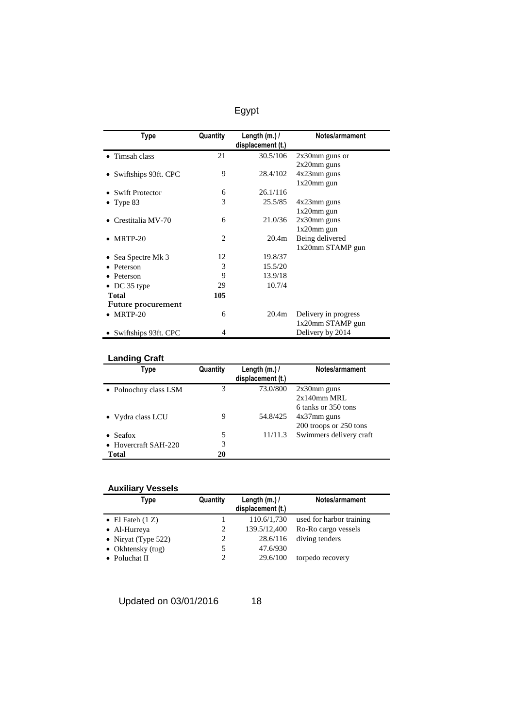# Egypt

| Type | Quantity | Length (m.) / displacement (t.) | Notes/armament |
|---|---|---|---|
| • Timsah class | 21 | 30.5/106 | 2x30mm guns or 2x20mm guns |
| • Swiftships 93ft. CPC | 9 | 28.4/102 | 4x23mm guns 1x20mm gun |
| • Swift Protector | 6 | 26.1/116 | |
| • Type 83 | 3 | 25.5/85 | 4x23mm guns 1x20mm gun |
| • Crestitalia MV-70 | 6 | 21.0/36 | 2x30mm guns 1x20mm gun |
| • MRTP-20 | 2 | 20.4m | Being delivered 1x20mm STAMP gun |
| • Sea Spectre Mk 3 | 12 | 19.8/37 | |
| • Peterson | 3 | 15.5/20 | |
| • Peterson | 9 | 13.9/18 | |
| • DC 35 type | 29 | 10.7/4 | |
| **Total** | **105** | | |
| **Future procurement** | | | |
| • MRTP-20 | 6 | 20.4m | Delivery in progress 1x20mm STAMP gun |
| • Swiftships 93ft. CPC | 4 | | Delivery by 2014 |

## Landing Craft

| Type | Quantity | Length (m.) / displacement (t.) | Notes/armament |
|---|---|---|---|
| • Polnochny class LSM | 3 | 73.0/800 | 2x30mm guns 2x140mm MRL 6 tanks or 350 tons |
| • Vydra class LCU | 9 | 54.8/425 | 4x37mm guns 200 troops or 250 tons |
| • Seafox | 5 | 11/11.3 | Swimmers delivery craft |
| • Hovercraft SAH-220 | 3 | | |
| **Total** | **20** | | |

## Auxiliary Vessels

| Type | Quantity | Length (m.) / displacement (t.) | Notes/armament |
|---|---|---|---|
| • El Fateh (1 Z) | 1 | 110.6/1,730 | used for harbor training |
| • Al-Hurreya | 2 | 139.5/12,400 | Ro-Ro cargo vessels |
| • Niryat (Type 522) | 2 | 28.6/116 | diving tenders |
| • Okhtensky (tug) | 5 | 47.6/930 | |
| • Poluchat II | 2 | 29.6/100 | torpedo recovery |

Updated on 03/01/2016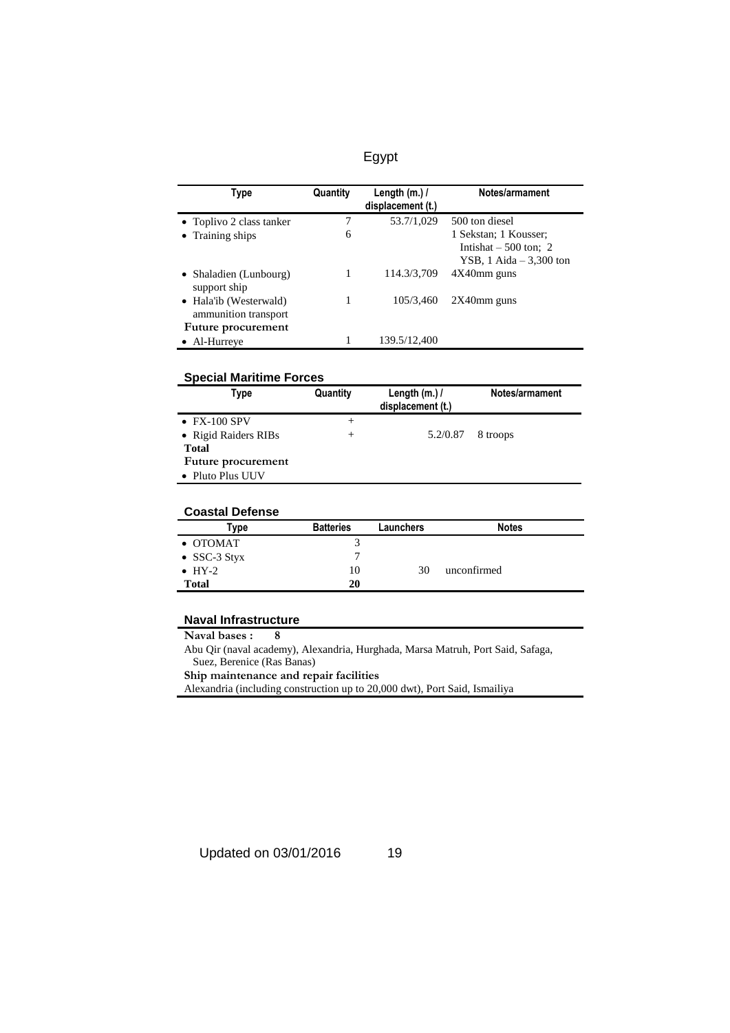| Type | Quantity | Length (m.) / displacement (t.) | Notes/armament |
|---|---|---|---|
| • Toplivo 2 class tanker | 7 | 53.7/1,029 | 500 ton diesel |
| • Training ships | 6 | | 1 Sekstan; 1 Kousser; Intishat – 500 ton; 2 YSB, 1 Aida – 3,300 ton |
| • Shaladien (Lunbourg) support ship | 1 | 114.3/3,709 | 4X40mm guns |
| • Hala'ib (Westerwald) ammunition transport | 1 | 105/3,460 | 2X40mm guns |
| **Future procurement** | | | |
| • Al-Hurreye | 1 | 139.5/12,400 | |

## Special Maritime Forces

| Type | Quantity | Length (m.) / displacement (t.) | Notes/armament |
|---|---|---|---|
| • FX-100 SPV | + | | |
| • Rigid Raiders RIBs | + | 5.2/0.87 | 8 troops |
| **Total** | | | |
| **Future procurement** | | | |
| • Pluto Plus UUV | | | |

## Coastal Defense

| Type | Batteries | Launchers | Notes |
|---|---|---|---|
| • OTOMAT | 3 | | |
| • SSC-3 Styx | 7 | | |
| • HY-2 | 10 | 30 | unconfirmed |
| **Total** | **20** | | |

## Naval Infrastructure

**Naval bases : 8**

Abu Qir (naval academy), Alexandria, Hurghada, Marsa Matruh, Port Said, Safaga, Suez, Berenice (Ras Banas)

**Ship maintenance and repair facilities**

Alexandria (including construction up to 20,000 dwt), Port Said, Ismailiya